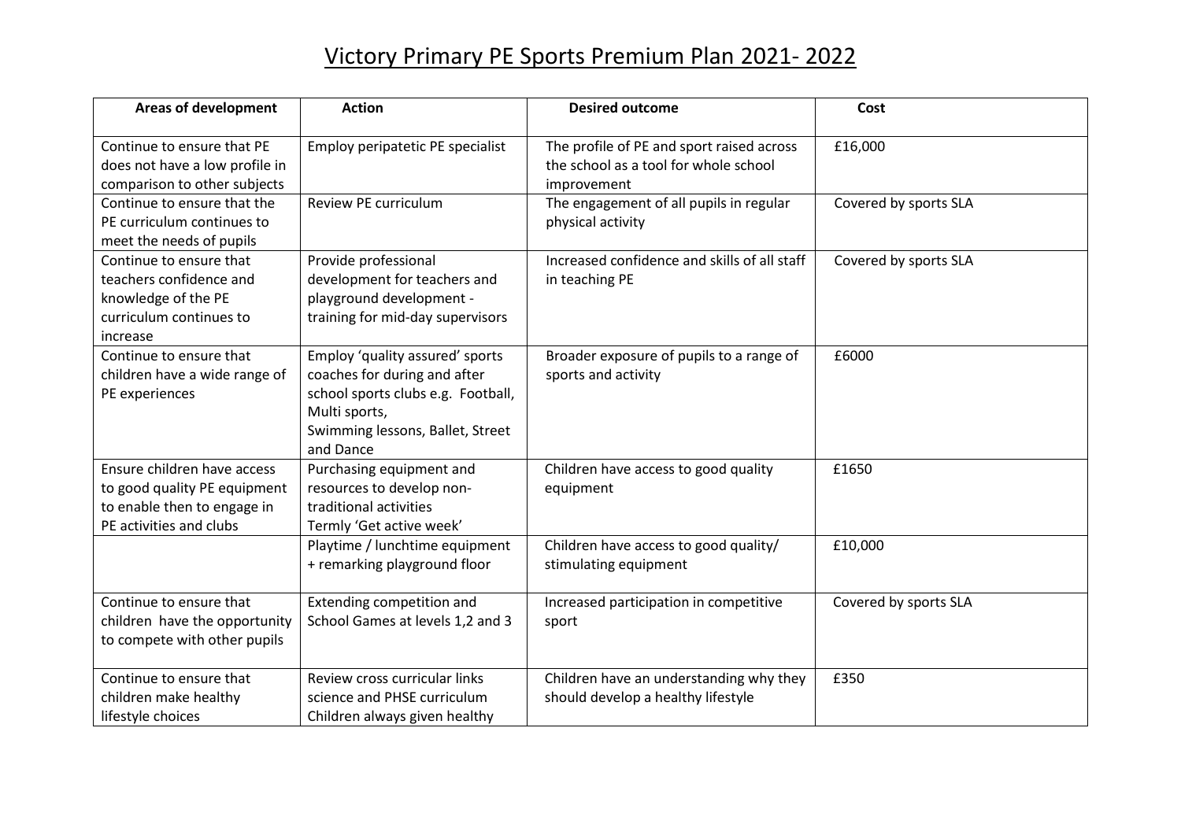# Victory Primary PE Sports Premium Plan 2021- 2022

| Areas of development | Action | Desired outcome | Cost |
|---|---|---|---|
| Continue to ensure that PE does not have a low profile in comparison to other subjects | Employ peripatetic PE specialist | The profile of PE and sport raised across the school as a tool for whole school improvement | £16,000 |
| Continue to ensure that the PE curriculum continues to meet the needs of pupils | Review PE curriculum | The engagement of all pupils in regular physical activity | Covered by sports SLA |
| Continue to ensure that teachers confidence and knowledge of the PE curriculum continues to increase | Provide professional development for teachers and playground development - training for mid-day supervisors | Increased confidence and skills of all staff in teaching PE | Covered by sports SLA |
| Continue to ensure that children have a wide range of PE experiences | Employ 'quality assured' sports coaches for during and after school sports clubs e.g. Football, Multi sports, Swimming lessons, Ballet, Street and Dance | Broader exposure of pupils to a range of sports and activity | £6000 |
| Ensure children have access to good quality PE equipment to enable then to engage in PE activities and clubs | Purchasing equipment and resources to develop non-traditional activities Termly 'Get active week' | Children have access to good quality equipment | £1650 |
| | Playtime / lunchtime equipment + remarking playground floor | Children have access to good quality/ stimulating equipment | £10,000 |
| Continue to ensure that children have the opportunity to compete with other pupils | Extending competition and School Games at levels 1,2 and 3 | Increased participation in competitive sport | Covered by sports SLA |
| Continue to ensure that children make healthy lifestyle choices | Review cross curricular links science and PHSE curriculum Children always given healthy | Children have an understanding why they should develop a healthy lifestyle | £350 |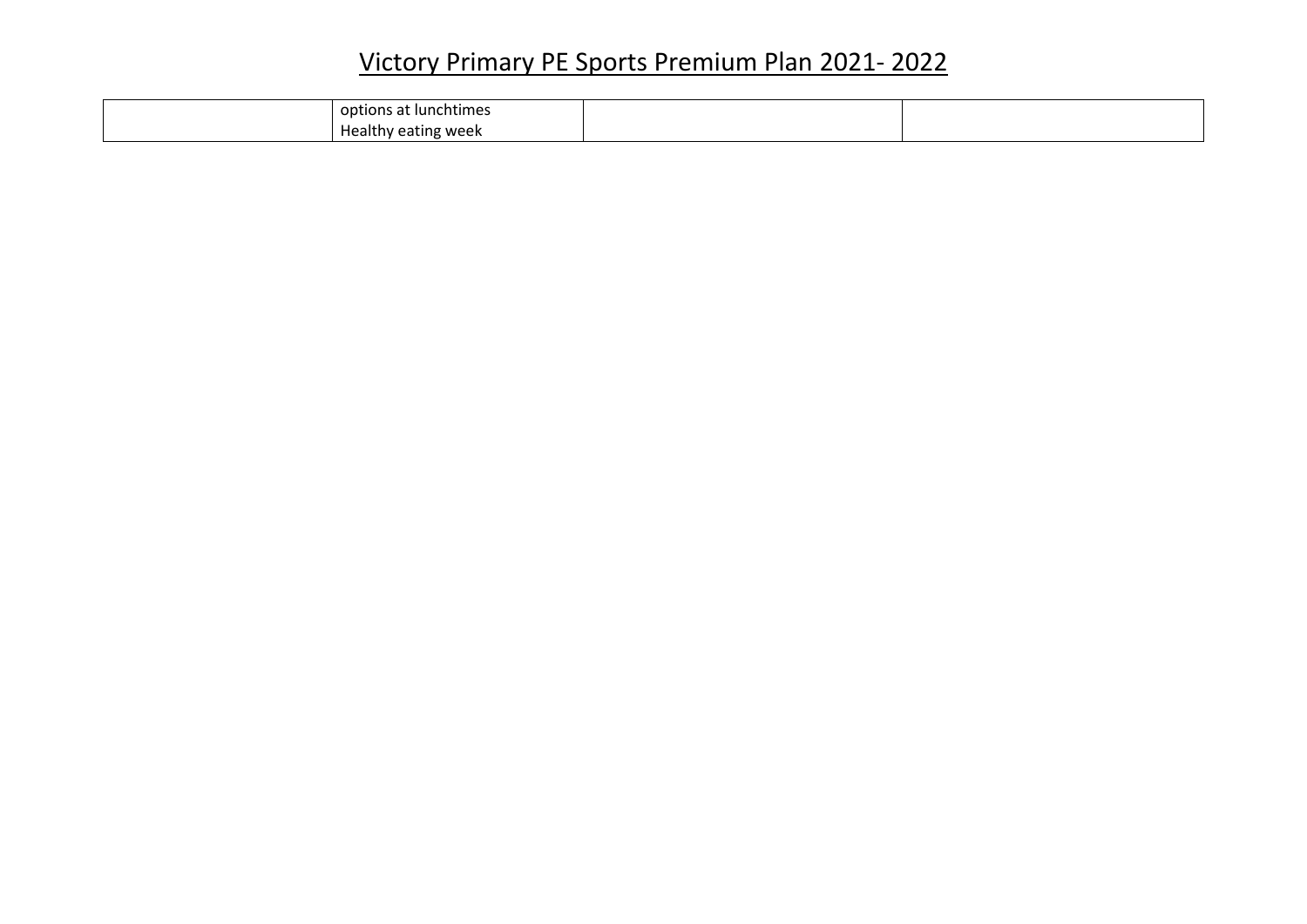# Victory Primary PE Sports Premium Plan 2021- 2022

| | | | |
|---|---|---|---|
| | options at lunchtimes<br>Healthy eating week | | |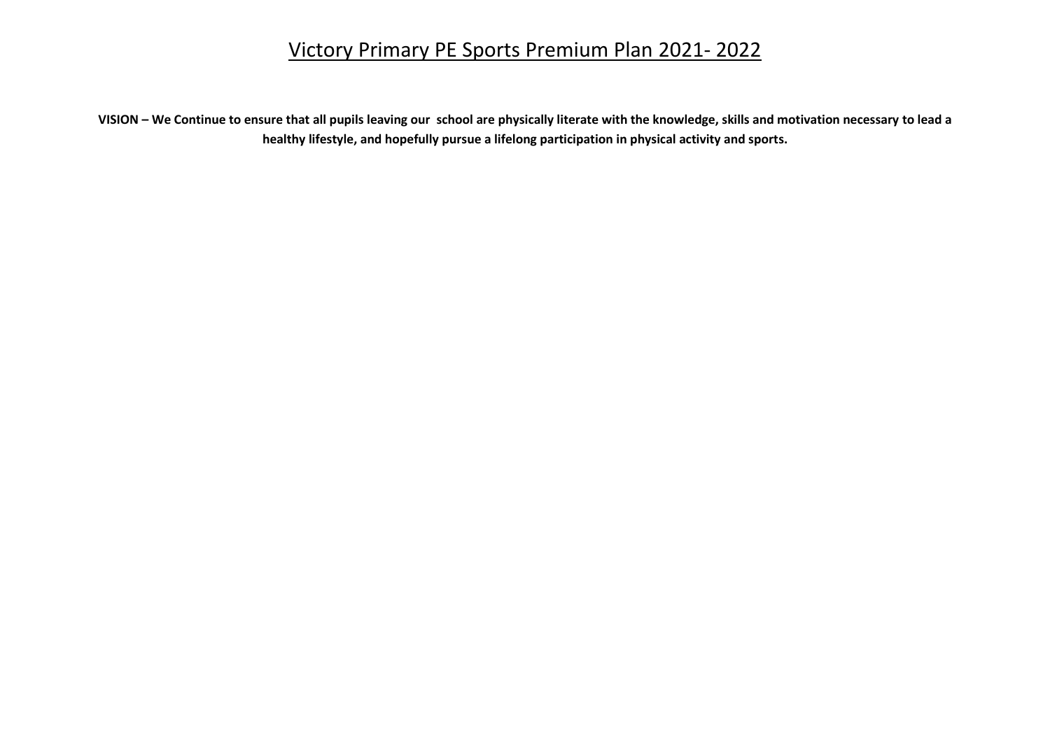# Victory Primary PE Sports Premium Plan 2021- 2022

**VISION – We Continue to ensure that all pupils leaving our school are physically literate with the knowledge, skills and motivation necessary to lead a healthy lifestyle, and hopefully pursue a lifelong participation in physical activity and sports.**